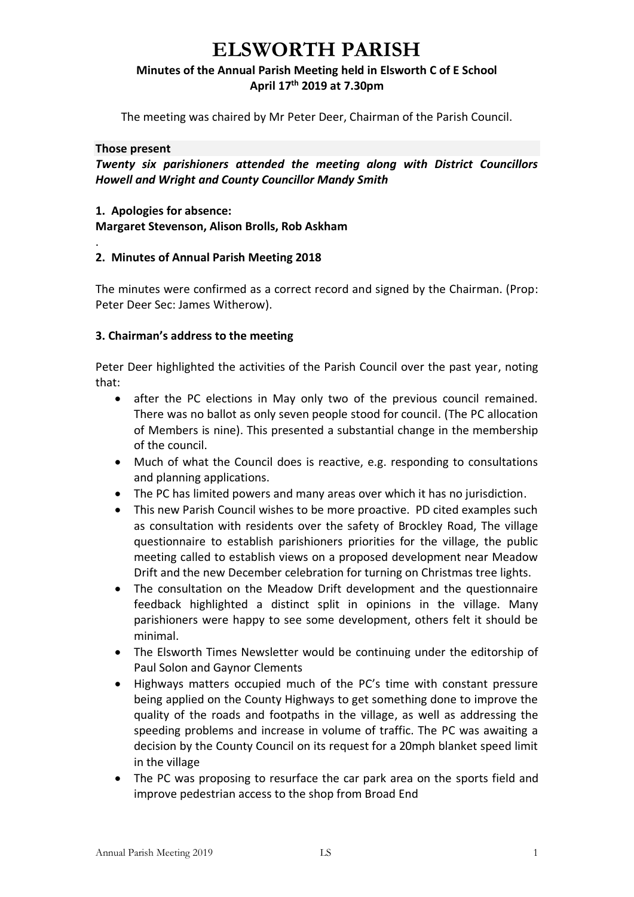# ELSWORTH PARISH

**Minutes of the Annual Parish Meeting held in Elsworth C of E School**
**April 17th 2019 at 7.30pm**

The meeting was chaired by Mr Peter Deer, Chairman of the Parish Council.

**Those present**

***Twenty six parishioners attended the meeting along with District Councillors Howell and Wright and County Councillor Mandy Smith***

**1. Apologies for absence:**
**Margaret Stevenson, Alison Brolls, Rob Askham**

.

**2. Minutes of Annual Parish Meeting 2018**

The minutes were confirmed as a correct record and signed by the Chairman. (Prop: Peter Deer Sec: James Witherow).

**3. Chairman's address to the meeting**

Peter Deer highlighted the activities of the Parish Council over the past year, noting that:

- after the PC elections in May only two of the previous council remained. There was no ballot as only seven people stood for council. (The PC allocation of Members is nine). This presented a substantial change in the membership of the council.
- Much of what the Council does is reactive, e.g. responding to consultations and planning applications.
- The PC has limited powers and many areas over which it has no jurisdiction.
- This new Parish Council wishes to be more proactive. PD cited examples such as consultation with residents over the safety of Brockley Road, The village questionnaire to establish parishioners priorities for the village, the public meeting called to establish views on a proposed development near Meadow Drift and the new December celebration for turning on Christmas tree lights.
- The consultation on the Meadow Drift development and the questionnaire feedback highlighted a distinct split in opinions in the village. Many parishioners were happy to see some development, others felt it should be minimal.
- The Elsworth Times Newsletter would be continuing under the editorship of Paul Solon and Gaynor Clements
- Highways matters occupied much of the PC's time with constant pressure being applied on the County Highways to get something done to improve the quality of the roads and footpaths in the village, as well as addressing the speeding problems and increase in volume of traffic. The PC was awaiting a decision by the County Council on its request for a 20mph blanket speed limit in the village
- The PC was proposing to resurface the car park area on the sports field and improve pedestrian access to the shop from Broad End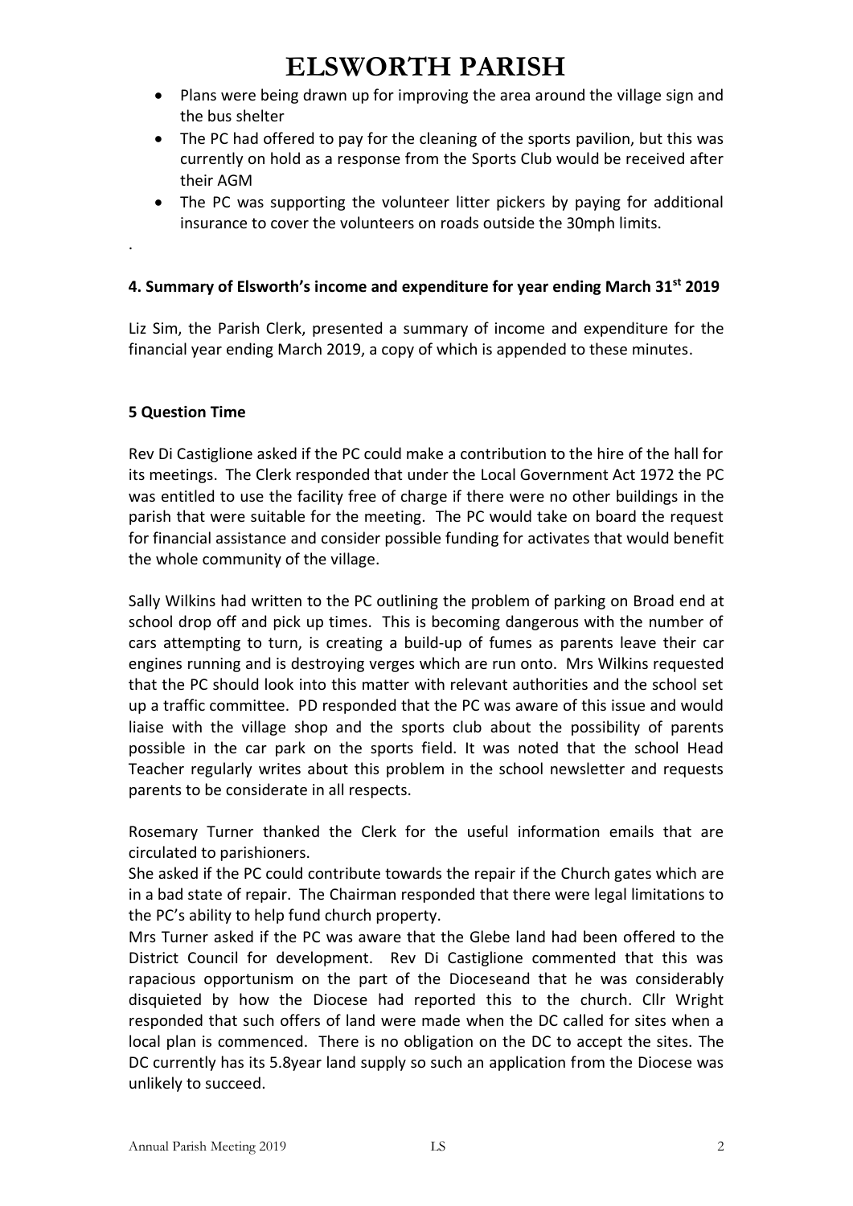- Plans were being drawn up for improving the area around the village sign and the bus shelter
- The PC had offered to pay for the cleaning of the sports pavilion, but this was currently on hold as a response from the Sports Club would be received after their AGM
- The PC was supporting the volunteer litter pickers by paying for additional insurance to cover the volunteers on roads outside the 30mph limits.

.

**4. Summary of Elsworth's income and expenditure for year ending March 31st 2019**

Liz Sim, the Parish Clerk, presented a summary of income and expenditure for the financial year ending March 2019, a copy of which is appended to these minutes.

**5 Question Time**

Rev Di Castiglione asked if the PC could make a contribution to the hire of the hall for its meetings. The Clerk responded that under the Local Government Act 1972 the PC was entitled to use the facility free of charge if there were no other buildings in the parish that were suitable for the meeting. The PC would take on board the request for financial assistance and consider possible funding for activates that would benefit the whole community of the village.

Sally Wilkins had written to the PC outlining the problem of parking on Broad end at school drop off and pick up times. This is becoming dangerous with the number of cars attempting to turn, is creating a build-up of fumes as parents leave their car engines running and is destroying verges which are run onto. Mrs Wilkins requested that the PC should look into this matter with relevant authorities and the school set up a traffic committee. PD responded that the PC was aware of this issue and would liaise with the village shop and the sports club about the possibility of parents possible in the car park on the sports field. It was noted that the school Head Teacher regularly writes about this problem in the school newsletter and requests parents to be considerate in all respects.

Rosemary Turner thanked the Clerk for the useful information emails that are circulated to parishioners.
She asked if the PC could contribute towards the repair if the Church gates which are in a bad state of repair. The Chairman responded that there were legal limitations to the PC's ability to help fund church property.
Mrs Turner asked if the PC was aware that the Glebe land had been offered to the District Council for development. Rev Di Castiglione commented that this was rapacious opportunism on the part of the Dioceseand that he was considerably disquieted by how the Diocese had reported this to the church. Cllr Wright responded that such offers of land were made when the DC called for sites when a local plan is commenced. There is no obligation on the DC to accept the sites. The DC currently has its 5.8year land supply so such an application from the Diocese was unlikely to succeed.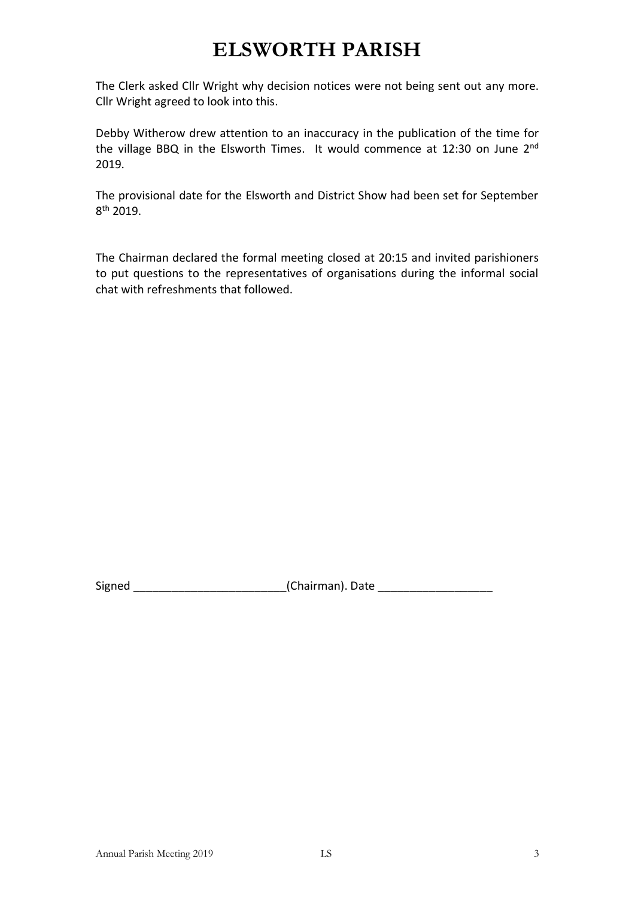# ELSWORTH PARISH

The Clerk asked Cllr Wright why decision notices were not being sent out any more. Cllr Wright agreed to look into this.

Debby Witherow drew attention to an inaccuracy in the publication of the time for the village BBQ in the Elsworth Times. It would commence at 12:30 on June 2nd 2019.

The provisional date for the Elsworth and District Show had been set for September 8th 2019.

The Chairman declared the formal meeting closed at 20:15 and invited parishioners to put questions to the representatives of organisations during the informal social chat with refreshments that followed.

Signed ________________________(Chairman). Date __________________